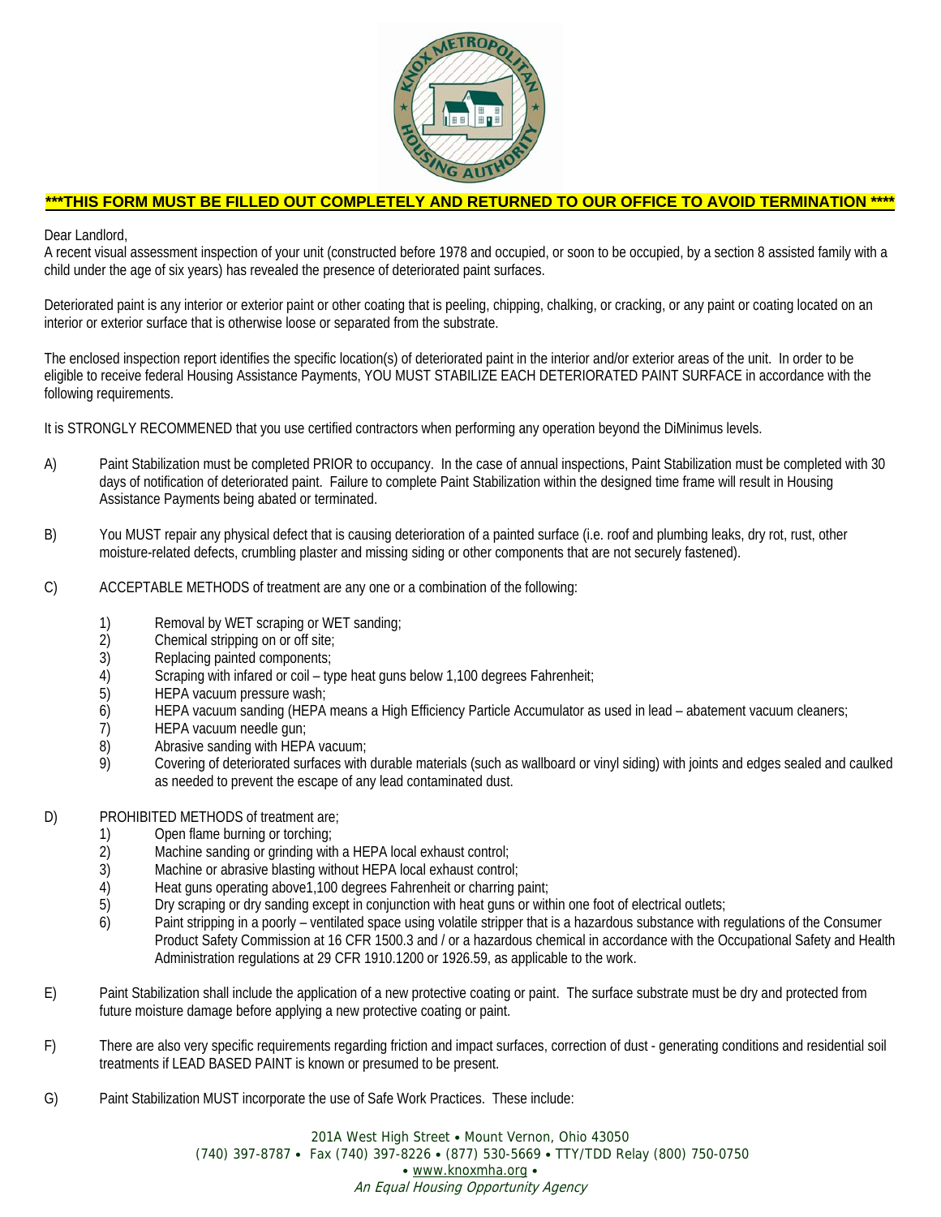**\*\*\*THIS FORM MUST BE FILLED OUT COMPLETELY AND RETURNED TO OUR OFFICE TO AVOID TERMINATION \*\*\*\***

Dear Landlord,
A recent visual assessment inspection of your unit (constructed before 1978 and occupied, or soon to be occupied, by a section 8 assisted family with a child under the age of six years) has revealed the presence of deteriorated paint surfaces.

Deteriorated paint is any interior or exterior paint or other coating that is peeling, chipping, chalking, or cracking, or any paint or coating located on an interior or exterior surface that is otherwise loose or separated from the substrate.

The enclosed inspection report identifies the specific location(s) of deteriorated paint in the interior and/or exterior areas of the unit. In order to be eligible to receive federal Housing Assistance Payments, YOU MUST STABILIZE EACH DETERIORATED PAINT SURFACE in accordance with the following requirements.

It is STRONGLY RECOMMENED that you use certified contractors when performing any operation beyond the DiMinimus levels.

A) Paint Stabilization must be completed PRIOR to occupancy. In the case of annual inspections, Paint Stabilization must be completed with 30 days of notification of deteriorated paint. Failure to complete Paint Stabilization within the designed time frame will result in Housing Assistance Payments being abated or terminated.

B) You MUST repair any physical defect that is causing deterioration of a painted surface (i.e. roof and plumbing leaks, dry rot, rust, other moisture-related defects, crumbling plaster and missing siding or other components that are not securely fastened).

C) ACCEPTABLE METHODS of treatment are any one or a combination of the following:

1) Removal by WET scraping or WET sanding;
2) Chemical stripping on or off site;
3) Replacing painted components;
4) Scraping with infared or coil – type heat guns below 1,100 degrees Fahrenheit;
5) HEPA vacuum pressure wash;
6) HEPA vacuum sanding (HEPA means a High Efficiency Particle Accumulator as used in lead – abatement vacuum cleaners;
7) HEPA vacuum needle gun;
8) Abrasive sanding with HEPA vacuum;
9) Covering of deteriorated surfaces with durable materials (such as wallboard or vinyl siding) with joints and edges sealed and caulked as needed to prevent the escape of any lead contaminated dust.

D) PROHIBITED METHODS of treatment are;

1) Open flame burning or torching;
2) Machine sanding or grinding with a HEPA local exhaust control;
3) Machine or abrasive blasting without HEPA local exhaust control;
4) Heat guns operating above1,100 degrees Fahrenheit or charring paint;
5) Dry scraping or dry sanding except in conjunction with heat guns or within one foot of electrical outlets;
6) Paint stripping in a poorly – ventilated space using volatile stripper that is a hazardous substance with regulations of the Consumer Product Safety Commission at 16 CFR 1500.3 and / or a hazardous chemical in accordance with the Occupational Safety and Health Administration regulations at 29 CFR 1910.1200 or 1926.59, as applicable to the work.

E) Paint Stabilization shall include the application of a new protective coating or paint. The surface substrate must be dry and protected from future moisture damage before applying a new protective coating or paint.

F) There are also very specific requirements regarding friction and impact surfaces, correction of dust - generating conditions and residential soil treatments if LEAD BASED PAINT is known or presumed to be present.

G) Paint Stabilization MUST incorporate the use of Safe Work Practices. These include:

201A West High Street • Mount Vernon, Ohio 43050
(740) 397-8787 • Fax (740) 397-8226 • (877) 530-5669 • TTY/TDD Relay (800) 750-0750
• www.knoxmha.org •
*An Equal Housing Opportunity Agency*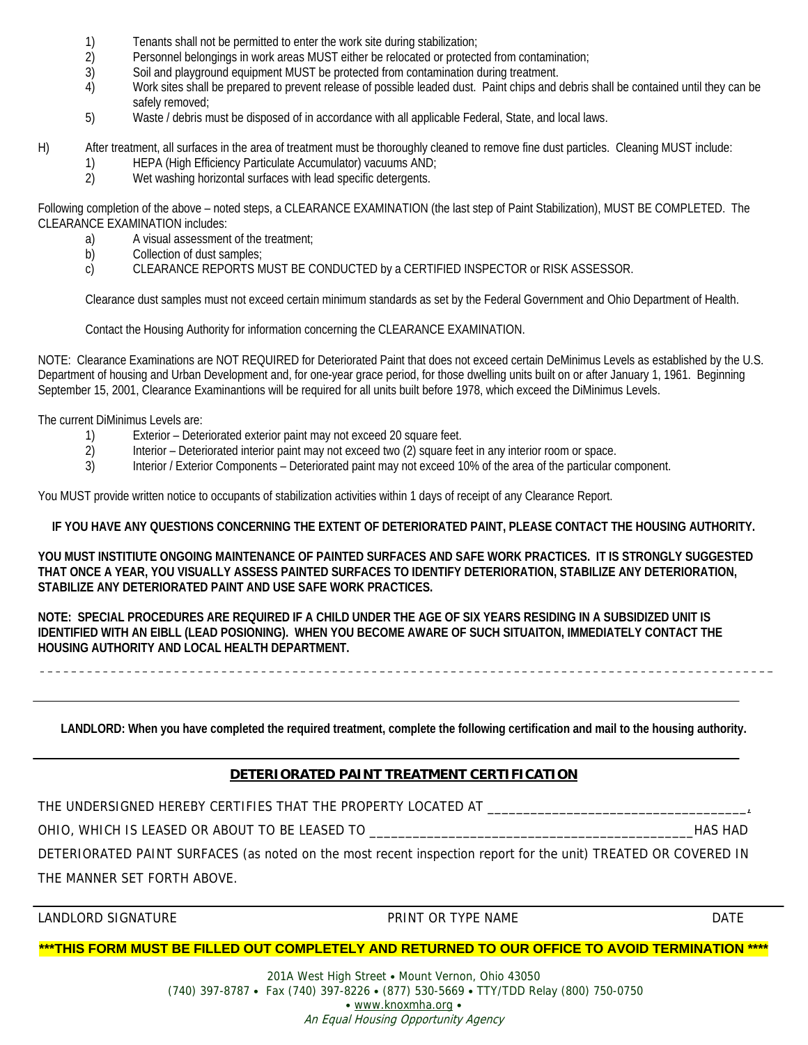1) Tenants shall not be permitted to enter the work site during stabilization;
2) Personnel belongings in work areas MUST either be relocated or protected from contamination;
3) Soil and playground equipment MUST be protected from contamination during treatment.
4) Work sites shall be prepared to prevent release of possible leaded dust. Paint chips and debris shall be contained until they can be safely removed;
5) Waste / debris must be disposed of in accordance with all applicable Federal, State, and local laws.

H) After treatment, all surfaces in the area of treatment must be thoroughly cleaned to remove fine dust particles. Cleaning MUST include:
1) HEPA (High Efficiency Particulate Accumulator) vacuums AND;
2) Wet washing horizontal surfaces with lead specific detergents.

Following completion of the above – noted steps, a CLEARANCE EXAMINATION (the last step of Paint Stabilization), MUST BE COMPLETED. The CLEARANCE EXAMINATION includes:

a) A visual assessment of the treatment;
b) Collection of dust samples;
c) CLEARANCE REPORTS MUST BE CONDUCTED by a CERTIFIED INSPECTOR or RISK ASSESSOR.

Clearance dust samples must not exceed certain minimum standards as set by the Federal Government and Ohio Department of Health.

Contact the Housing Authority for information concerning the CLEARANCE EXAMINATION.

NOTE: Clearance Examinations are NOT REQUIRED for Deteriorated Paint that does not exceed certain DeMinimus Levels as established by the U.S. Department of housing and Urban Development and, for one-year grace period, for those dwelling units built on or after January 1, 1961. Beginning September 15, 2001, Clearance Examinantions will be required for all units built before 1978, which exceed the DiMinimus Levels.

The current DiMinimus Levels are:

1) Exterior – Deteriorated exterior paint may not exceed 20 square feet.
2) Interior – Deteriorated interior paint may not exceed two (2) square feet in any interior room or space.
3) Interior / Exterior Components – Deteriorated paint may not exceed 10% of the area of the particular component.

You MUST provide written notice to occupants of stabilization activities within 1 days of receipt of any Clearance Report.

**IF YOU HAVE ANY QUESTIONS CONCERNING THE EXTENT OF DETERIORATED PAINT, PLEASE CONTACT THE HOUSING AUTHORITY.**

**YOU MUST INSTITIUTE ONGOING MAINTENANCE OF PAINTED SURFACES AND SAFE WORK PRACTICES. IT IS STRONGLY SUGGESTED THAT ONCE A YEAR, YOU VISUALLY ASSESS PAINTED SURFACES TO IDENTIFY DETERIORATION, STABILIZE ANY DETERIORATION, STABILIZE ANY DETERIORATED PAINT AND USE SAFE WORK PRACTICES.**

**NOTE: SPECIAL PROCEDURES ARE REQUIRED IF A CHILD UNDER THE AGE OF SIX YEARS RESIDING IN A SUBSIDIZED UNIT IS IDENTIFIED WITH AN EIBLL (LEAD POSIONING). WHEN YOU BECOME AWARE OF SUCH SITUAITON, IMMEDIATELY CONTACT THE HOUSING AUTHORITY AND LOCAL HEALTH DEPARTMENT.**

---

**LANDLORD: When you have completed the required treatment, complete the following certification and mail to the housing authority.**

## DETERIORATED PAINT TREATMENT CERTIFICATION

THE UNDERSIGNED HEREBY CERTIFIES THAT THE PROPERTY LOCATED AT ___________________________________, OHIO, WHICH IS LEASED OR ABOUT TO BE LEASED TO ____________________________________________HAS HAD DETERIORATED PAINT SURFACES (as noted on the most recent inspection report for the unit) TREATED OR COVERED IN THE MANNER SET FORTH ABOVE.

LANDLORD SIGNATURE　　　　PRINT OR TYPE NAME　　　　DATE

**\*\*\*THIS FORM MUST BE FILLED OUT COMPLETELY AND RETURNED TO OUR OFFICE TO AVOID TERMINATION \*\*\*\***

201A West High Street • Mount Vernon, Ohio 43050
(740) 397-8787 • Fax (740) 397-8226 • (877) 530-5669 • TTY/TDD Relay (800) 750-0750
• www.knoxmha.org •
*An Equal Housing Opportunity Agency*